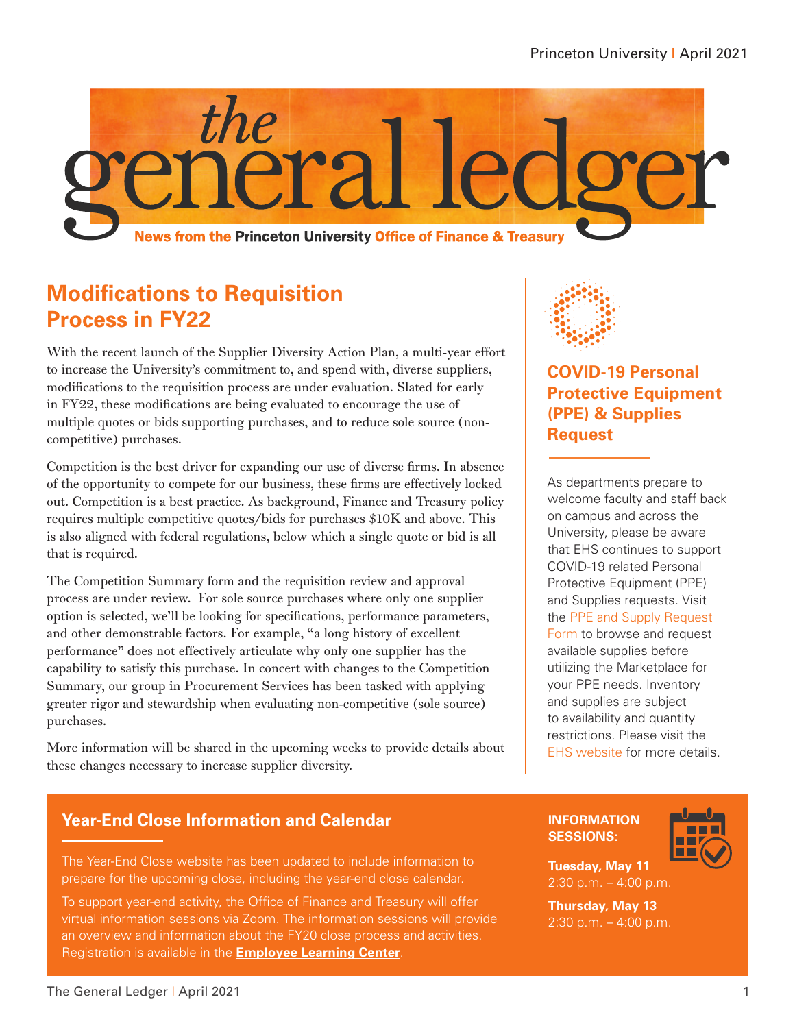# the general ledger

**News from the Princeton University Office of Finance & Treasury**

## Modifications to Requisition Process in FY22

With the recent launch of the Supplier Diversity Action Plan, a multi-year effort to increase the University's commitment to, and spend with, diverse suppliers, modifications to the requisition process are under evaluation. Slated for early in FY22, these modifications are being evaluated to encourage the use of multiple quotes or bids supporting purchases, and to reduce sole source (non-competitive) purchases.

Competition is the best driver for expanding our use of diverse firms. In absence of the opportunity to compete for our business, these firms are effectively locked out. Competition is a best practice. As background, Finance and Treasury policy requires multiple competitive quotes/bids for purchases $10K and above. This is also aligned with federal regulations, below which a single quote or bid is all that is required.

The Competition Summary form and the requisition review and approval process are under review. For sole source purchases where only one supplier option is selected, we'll be looking for specifications, performance parameters, and other demonstrable factors. For example, "a long history of excellent performance" does not effectively articulate why only one supplier has the capability to satisfy this purchase. In concert with changes to the Competition Summary, our group in Procurement Services has been tasked with applying greater rigor and stewardship when evaluating non-competitive (sole source) purchases.

More information will be shared in the upcoming weeks to provide details about these changes necessary to increase supplier diversity.

## COVID-19 Personal Protective Equipment (PPE) & Supplies Request

As departments prepare to welcome faculty and staff back on campus and across the University, please be aware that EHS continues to support COVID-19 related Personal Protective Equipment (PPE) and Supplies requests. Visit the PPE and Supply Request Form to browse and request available supplies before utilizing the Marketplace for your PPE needs. Inventory and supplies are subject to availability and quantity restrictions. Please visit the EHS website for more details.

## Year-End Close Information and Calendar

The Year-End Close website has been updated to include information to prepare for the upcoming close, including the year-end close calendar.

To support year-end activity, the Office of Finance and Treasury will offer virtual information sessions via Zoom. The information sessions will provide an overview and information about the FY20 close process and activities. Registration is available in the **Employee Learning Center**.

**INFORMATION SESSIONS:**

**Tuesday, May 11**
2:30 p.m. – 4:00 p.m.

**Thursday, May 13**
2:30 p.m. – 4:00 p.m.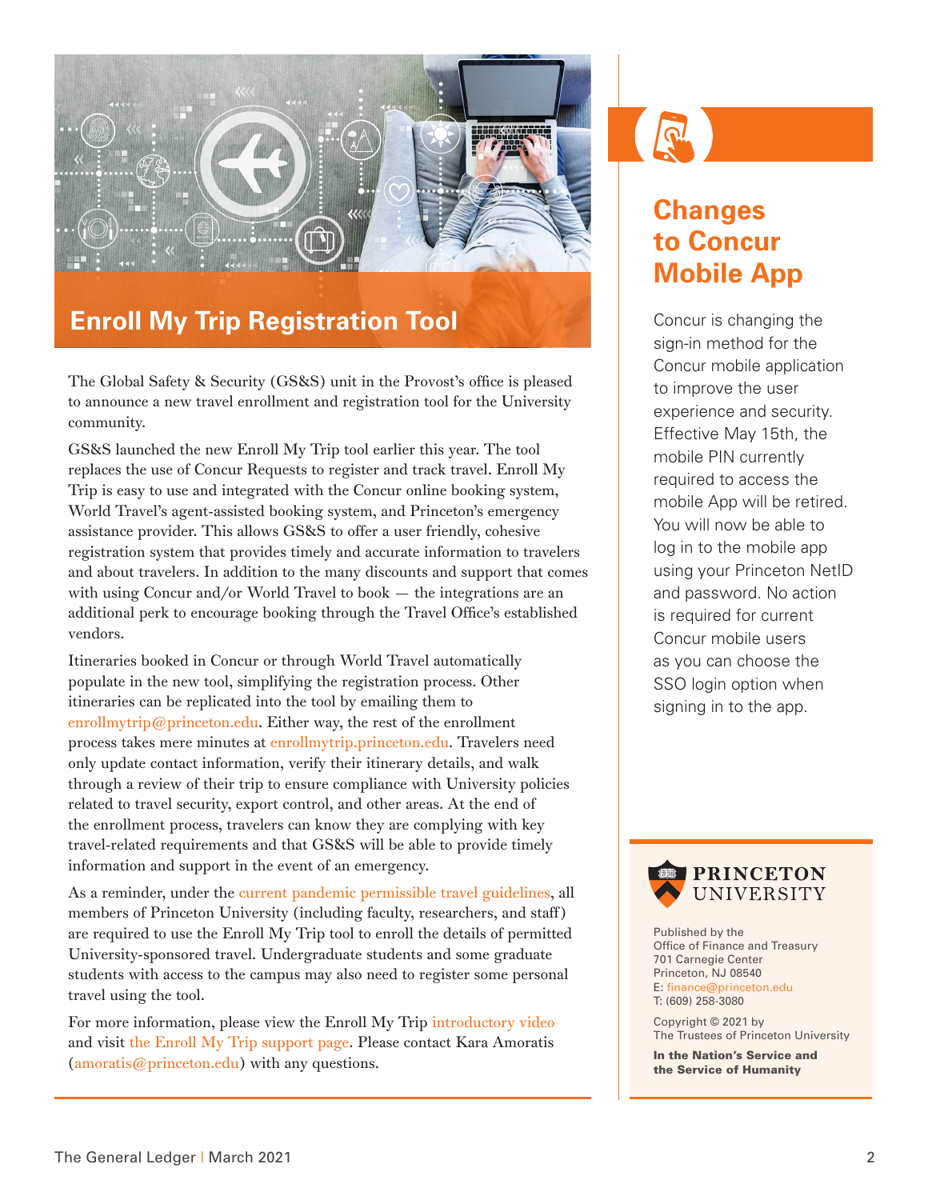## Enroll My Trip Registration Tool

The Global Safety & Security (GS&S) unit in the Provost's office is pleased to announce a new travel enrollment and registration tool for the University community.

GS&S launched the new Enroll My Trip tool earlier this year. The tool replaces the use of Concur Requests to register and track travel. Enroll My Trip is easy to use and integrated with the Concur online booking system, World Travel's agent-assisted booking system, and Princeton's emergency assistance provider. This allows GS&S to offer a user friendly, cohesive registration system that provides timely and accurate information to travelers and about travelers. In addition to the many discounts and support that comes with using Concur and/or World Travel to book — the integrations are an additional perk to encourage booking through the Travel Office's established vendors.

Itineraries booked in Concur or through World Travel automatically populate in the new tool, simplifying the registration process. Other itineraries can be replicated into the tool by emailing them to enrollmytrip@princeton.edu. Either way, the rest of the enrollment process takes mere minutes at enrollmytrip.princeton.edu. Travelers need only update contact information, verify their itinerary details, and walk through a review of their trip to ensure compliance with University policies related to travel security, export control, and other areas. At the end of the enrollment process, travelers can know they are complying with key travel-related requirements and that GS&S will be able to provide timely information and support in the event of an emergency.

As a reminder, under the current pandemic permissible travel guidelines, all members of Princeton University (including faculty, researchers, and staff) are required to use the Enroll My Trip tool to enroll the details of permitted University-sponsored travel. Undergraduate students and some graduate students with access to the campus may also need to register some personal travel using the tool.

For more information, please view the Enroll My Trip introductory video and visit the Enroll My Trip support page. Please contact Kara Amoratis (amoratis@princeton.edu) with any questions.

## Changes to Concur Mobile App

Concur is changing the sign-in method for the Concur mobile application to improve the user experience and security. Effective May 15th, the mobile PIN currently required to access the mobile App will be retired. You will now be able to log in to the mobile app using your Princeton NetID and password. No action is required for current Concur mobile users as you can choose the SSO login option when signing in to the app.

**PRINCETON UNIVERSITY**

Published by the
Office of Finance and Treasury
701 Carnegie Center
Princeton, NJ 08540
E: finance@princeton.edu
T: (609) 258-3080

Copyright © 2021 by
The Trustees of Princeton University

**In the Nation's Service and the Service of Humanity**